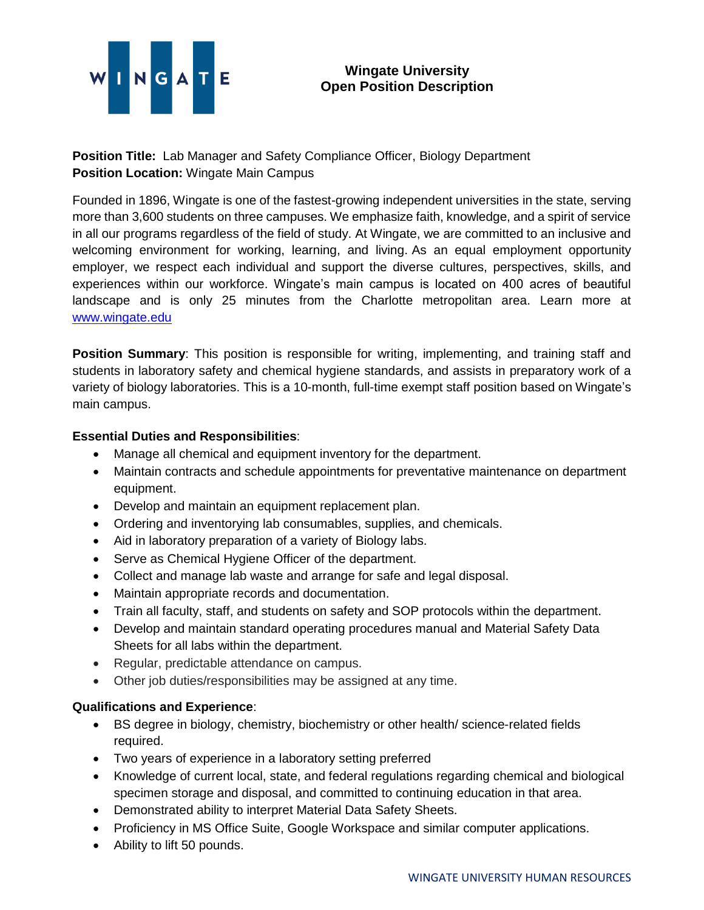# Wingate University
## Open Position Description

**Position Title:** Lab Manager and Safety Compliance Officer, Biology Department
**Position Location:** Wingate Main Campus

Founded in 1896, Wingate is one of the fastest-growing independent universities in the state, serving more than 3,600 students on three campuses. We emphasize faith, knowledge, and a spirit of service in all our programs regardless of the field of study. At Wingate, we are committed to an inclusive and welcoming environment for working, learning, and living. As an equal employment opportunity employer, we respect each individual and support the diverse cultures, perspectives, skills, and experiences within our workforce. Wingate's main campus is located on 400 acres of beautiful landscape and is only 25 minutes from the Charlotte metropolitan area. Learn more at [www.wingate.edu](http://www.wingate.edu)

**Position Summary**: This position is responsible for writing, implementing, and training staff and students in laboratory safety and chemical hygiene standards, and assists in preparatory work of a variety of biology laboratories. This is a 10-month, full-time exempt staff position based on Wingate's main campus.

**Essential Duties and Responsibilities**:

- Manage all chemical and equipment inventory for the department.
- Maintain contracts and schedule appointments for preventative maintenance on department equipment.
- Develop and maintain an equipment replacement plan.
- Ordering and inventorying lab consumables, supplies, and chemicals.
- Aid in laboratory preparation of a variety of Biology labs.
- Serve as Chemical Hygiene Officer of the department.
- Collect and manage lab waste and arrange for safe and legal disposal.
- Maintain appropriate records and documentation.
- Train all faculty, staff, and students on safety and SOP protocols within the department.
- Develop and maintain standard operating procedures manual and Material Safety Data Sheets for all labs within the department.
- Regular, predictable attendance on campus.
- Other job duties/responsibilities may be assigned at any time.

**Qualifications and Experience**:

- BS degree in biology, chemistry, biochemistry or other health/ science-related fields required.
- Two years of experience in a laboratory setting preferred
- Knowledge of current local, state, and federal regulations regarding chemical and biological specimen storage and disposal, and committed to continuing education in that area.
- Demonstrated ability to interpret Material Data Safety Sheets.
- Proficiency in MS Office Suite, Google Workspace and similar computer applications.
- Ability to lift 50 pounds.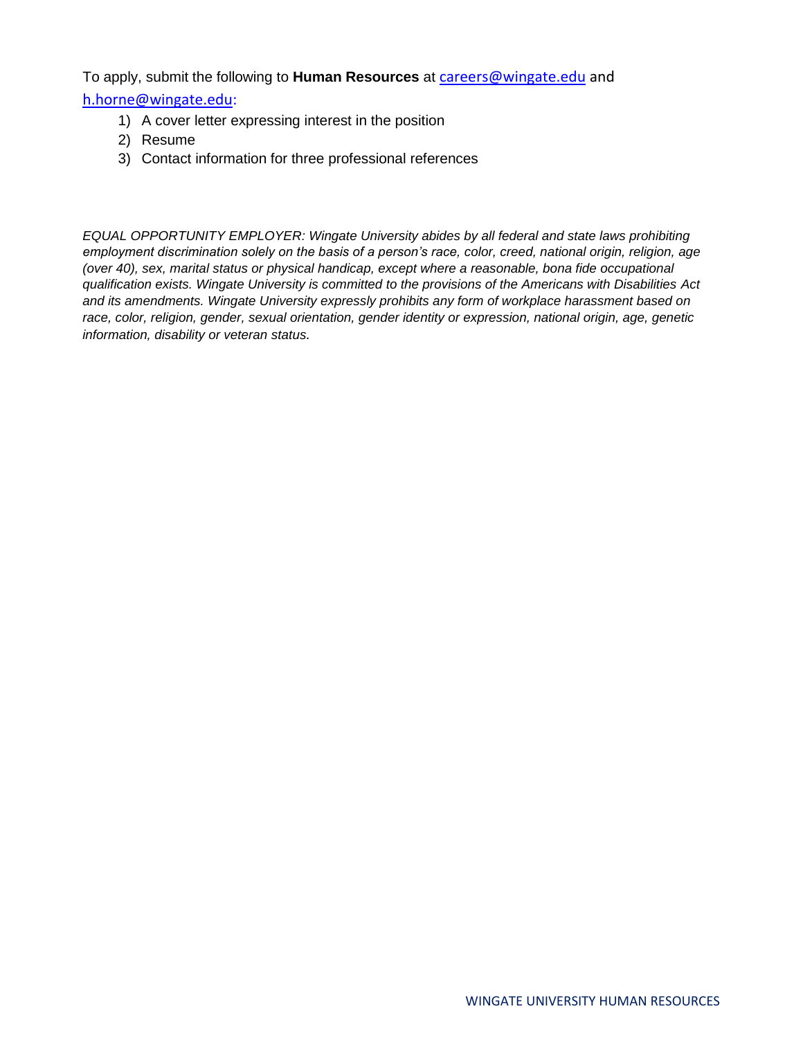To apply, submit the following to **Human Resources** at careers@wingate.edu and h.horne@wingate.edu:

1) A cover letter expressing interest in the position
2) Resume
3) Contact information for three professional references

*EQUAL OPPORTUNITY EMPLOYER: Wingate University abides by all federal and state laws prohibiting employment discrimination solely on the basis of a person's race, color, creed, national origin, religion, age (over 40), sex, marital status or physical handicap, except where a reasonable, bona fide occupational qualification exists. Wingate University is committed to the provisions of the Americans with Disabilities Act and its amendments. Wingate University expressly prohibits any form of workplace harassment based on race, color, religion, gender, sexual orientation, gender identity or expression, national origin, age, genetic information, disability or veteran status.*